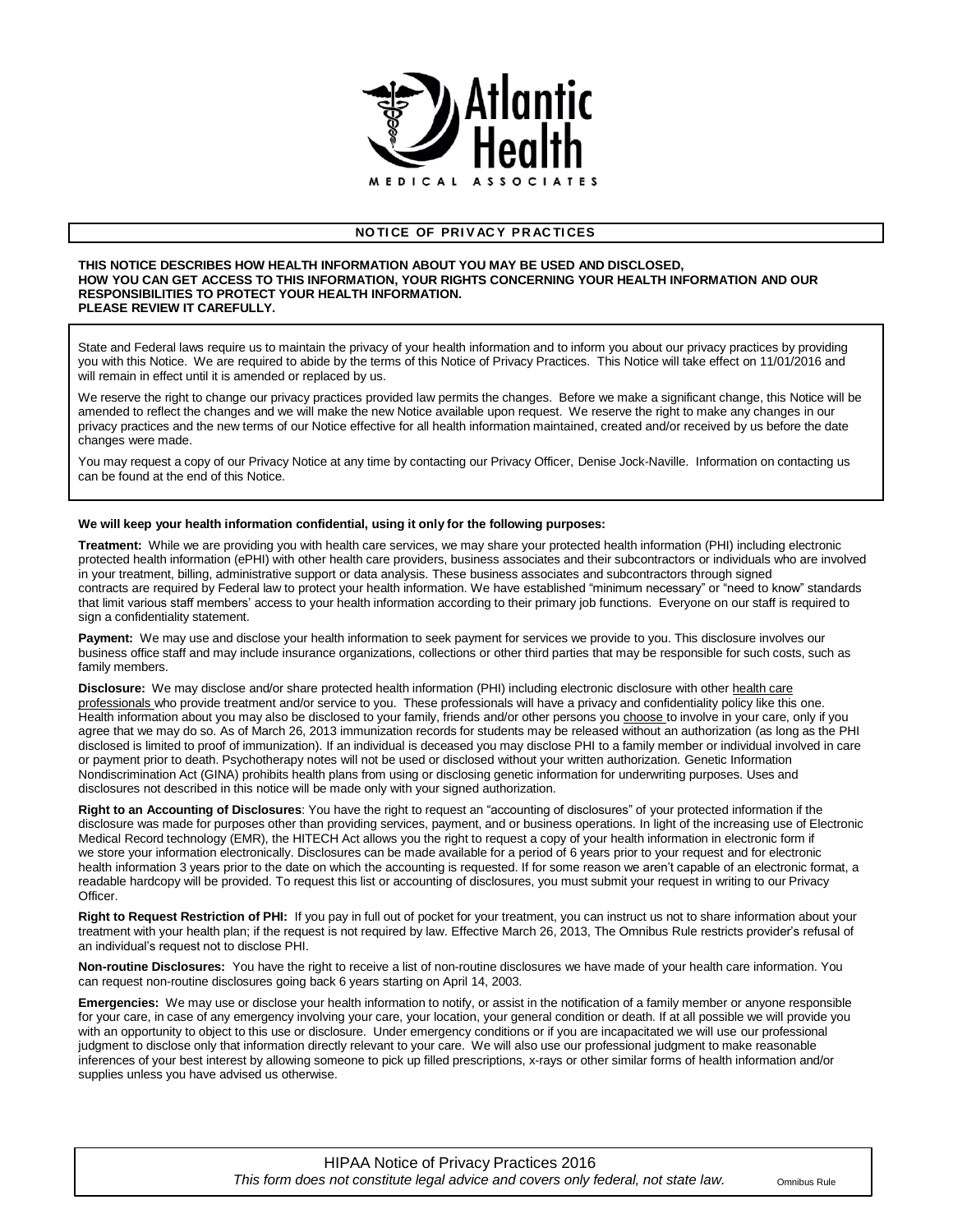# Atlantic Health

MEDICAL ASSOCIATES

## NOTICE OF PRIVACY PRACTICES

**THIS NOTICE DESCRIBES HOW HEALTH INFORMATION ABOUT YOU MAY BE USED AND DISCLOSED, HOW YOU CAN GET ACCESS TO THIS INFORMATION, YOUR RIGHTS CONCERNING YOUR HEALTH INFORMATION AND OUR RESPONSIBILITIES TO PROTECT YOUR HEALTH INFORMATION. PLEASE REVIEW IT CAREFULLY.**

State and Federal laws require us to maintain the privacy of your health information and to inform you about our privacy practices by providing you with this Notice. We are required to abide by the terms of this Notice of Privacy Practices. This Notice will take effect on 11/01/2016 and will remain in effect until it is amended or replaced by us.

We reserve the right to change our privacy practices provided law permits the changes. Before we make a significant change, this Notice will be amended to reflect the changes and we will make the new Notice available upon request. We reserve the right to make any changes in our privacy practices and the new terms of our Notice effective for all health information maintained, created and/or received by us before the date changes were made.

You may request a copy of our Privacy Notice at any time by contacting our Privacy Officer, Denise Jock-Naville. Information on contacting us can be found at the end of this Notice.

**We will keep your health information confidential, using it only for the following purposes:**

**Treatment:** While we are providing you with health care services, we may share your protected health information (PHI) including electronic protected health information (ePHI) with other health care providers, business associates and their subcontractors or individuals who are involved in your treatment, billing, administrative support or data analysis. These business associates and subcontractors through signed contracts are required by Federal law to protect your health information. We have established "minimum necessary" or "need to know" standards that limit various staff members' access to your health information according to their primary job functions. Everyone on our staff is required to sign a confidentiality statement.

**Payment:** We may use and disclose your health information to seek payment for services we provide to you. This disclosure involves our business office staff and may include insurance organizations, collections or other third parties that may be responsible for such costs, such as family members.

**Disclosure:** We may disclose and/or share protected health information (PHI) including electronic disclosure with other health care professionals who provide treatment and/or service to you. These professionals will have a privacy and confidentiality policy like this one. Health information about you may also be disclosed to your family, friends and/or other persons you choose to involve in your care, only if you agree that we may do so. As of March 26, 2013 immunization records for students may be released without an authorization (as long as the PHI disclosed is limited to proof of immunization). If an individual is deceased you may disclose PHI to a family member or individual involved in care or payment prior to death. Psychotherapy notes will not be used or disclosed without your written authorization. Genetic Information Nondiscrimination Act (GINA) prohibits health plans from using or disclosing genetic information for underwriting purposes. Uses and disclosures not described in this notice will be made only with your signed authorization.

**Right to an Accounting of Disclosures**: You have the right to request an "accounting of disclosures" of your protected information if the disclosure was made for purposes other than providing services, payment, and or business operations. In light of the increasing use of Electronic Medical Record technology (EMR), the HITECH Act allows you the right to request a copy of your health information in electronic form if we store your information electronically. Disclosures can be made available for a period of 6 years prior to your request and for electronic health information 3 years prior to the date on which the accounting is requested. If for some reason we aren't capable of an electronic format, a readable hardcopy will be provided. To request this list or accounting of disclosures, you must submit your request in writing to our Privacy Officer.

**Right to Request Restriction of PHI:** If you pay in full out of pocket for your treatment, you can instruct us not to share information about your treatment with your health plan; if the request is not required by law. Effective March 26, 2013, The Omnibus Rule restricts provider's refusal of an individual's request not to disclose PHI.

**Non-routine Disclosures:** You have the right to receive a list of non-routine disclosures we have made of your health care information. You can request non-routine disclosures going back 6 years starting on April 14, 2003.

**Emergencies:** We may use or disclose your health information to notify, or assist in the notification of a family member or anyone responsible for your care, in case of any emergency involving your care, your location, your general condition or death. If at all possible we will provide you with an opportunity to object to this use or disclosure. Under emergency conditions or if you are incapacitated we will use our professional judgment to disclose only that information directly relevant to your care. We will also use our professional judgment to make reasonable inferences of your best interest by allowing someone to pick up filled prescriptions, x-rays or other similar forms of health information and/or supplies unless you have advised us otherwise.

HIPAA Notice of Privacy Practices 2016
*This form does not constitute legal advice and covers only federal, not state law.* Omnibus Rule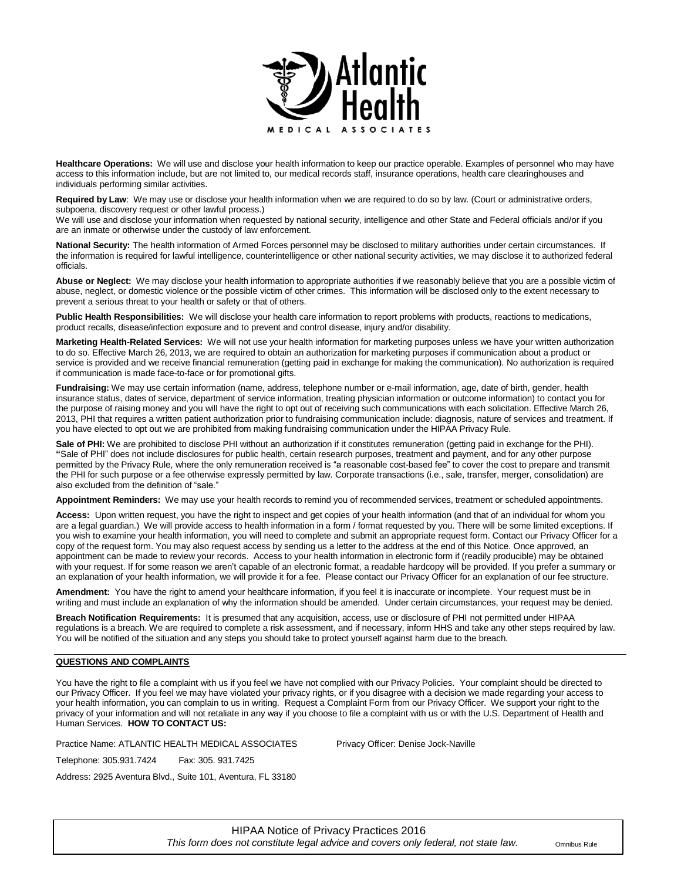**Healthcare Operations:** We will use and disclose your health information to keep our practice operable. Examples of personnel who may have access to this information include, but are not limited to, our medical records staff, insurance operations, health care clearinghouses and individuals performing similar activities.

**Required by Law**: We may use or disclose your health information when we are required to do so by law. (Court or administrative orders, subpoena, discovery request or other lawful process.)
We will use and disclose your information when requested by national security, intelligence and other State and Federal officials and/or if you are an inmate or otherwise under the custody of law enforcement.

**National Security:** The health information of Armed Forces personnel may be disclosed to military authorities under certain circumstances. If the information is required for lawful intelligence, counterintelligence or other national security activities, we may disclose it to authorized federal officials.

**Abuse or Neglect:** We may disclose your health information to appropriate authorities if we reasonably believe that you are a possible victim of abuse, neglect, or domestic violence or the possible victim of other crimes. This information will be disclosed only to the extent necessary to prevent a serious threat to your health or safety or that of others.

**Public Health Responsibilities:** We will disclose your health care information to report problems with products, reactions to medications, product recalls, disease/infection exposure and to prevent and control disease, injury and/or disability.

**Marketing Health-Related Services:** We will not use your health information for marketing purposes unless we have your written authorization to do so. Effective March 26, 2013, we are required to obtain an authorization for marketing purposes if communication about a product or service is provided and we receive financial remuneration (getting paid in exchange for making the communication). No authorization is required if communication is made face-to-face or for promotional gifts.

**Fundraising:** We may use certain information (name, address, telephone number or e-mail information, age, date of birth, gender, health insurance status, dates of service, department of service information, treating physician information or outcome information) to contact you for the purpose of raising money and you will have the right to opt out of receiving such communications with each solicitation. Effective March 26, 2013, PHI that requires a written patient authorization prior to fundraising communication include: diagnosis, nature of services and treatment. If you have elected to opt out we are prohibited from making fundraising communication under the HIPAA Privacy Rule.

**Sale of PHI:** We are prohibited to disclose PHI without an authorization if it constitutes remuneration (getting paid in exchange for the PHI). "Sale of PHI" does not include disclosures for public health, certain research purposes, treatment and payment, and for any other purpose permitted by the Privacy Rule, where the only remuneration received is "a reasonable cost-based fee" to cover the cost to prepare and transmit the PHI for such purpose or a fee otherwise expressly permitted by law. Corporate transactions (i.e., sale, transfer, merger, consolidation) are also excluded from the definition of "sale."

**Appointment Reminders:** We may use your health records to remind you of recommended services, treatment or scheduled appointments.

**Access:** Upon written request, you have the right to inspect and get copies of your health information (and that of an individual for whom you are a legal guardian.) We will provide access to health information in a form / format requested by you. There will be some limited exceptions. If you wish to examine your health information, you will need to complete and submit an appropriate request form. Contact our Privacy Officer for a copy of the request form. You may also request access by sending us a letter to the address at the end of this Notice. Once approved, an appointment can be made to review your records. Access to your health information in electronic form if (readily producible) may be obtained with your request. If for some reason we aren't capable of an electronic format, a readable hardcopy will be provided. If you prefer a summary or an explanation of your health information, we will provide it for a fee. Please contact our Privacy Officer for an explanation of our fee structure.

**Amendment:** You have the right to amend your healthcare information, if you feel it is inaccurate or incomplete. Your request must be in writing and must include an explanation of why the information should be amended. Under certain circumstances, your request may be denied.

**Breach Notification Requirements:** It is presumed that any acquisition, access, use or disclosure of PHI not permitted under HIPAA regulations is a breach. We are required to complete a risk assessment, and if necessary, inform HHS and take any other steps required by law. You will be notified of the situation and any steps you should take to protect yourself against harm due to the breach.

**QUESTIONS AND COMPLAINTS**

You have the right to file a complaint with us if you feel we have not complied with our Privacy Policies. Your complaint should be directed to our Privacy Officer. If you feel we may have violated your privacy rights, or if you disagree with a decision we made regarding your access to your health information, you can complain to us in writing. Request a Complaint Form from our Privacy Officer. We support your right to the privacy of your information and will not retaliate in any way if you choose to file a complaint with us or with the U.S. Department of Health and Human Services. **HOW TO CONTACT US:**

Practice Name: ATLANTIC HEALTH MEDICAL ASSOCIATES

Privacy Officer: Denise Jock-Naville

Telephone: 305.931.7424 Fax: 305. 931.7425

Address: 2925 Aventura Blvd., Suite 101, Aventura, FL 33180

HIPAA Notice of Privacy Practices 2016

*This form does not constitute legal advice and covers only federal, not state law.*

Omnibus Rule